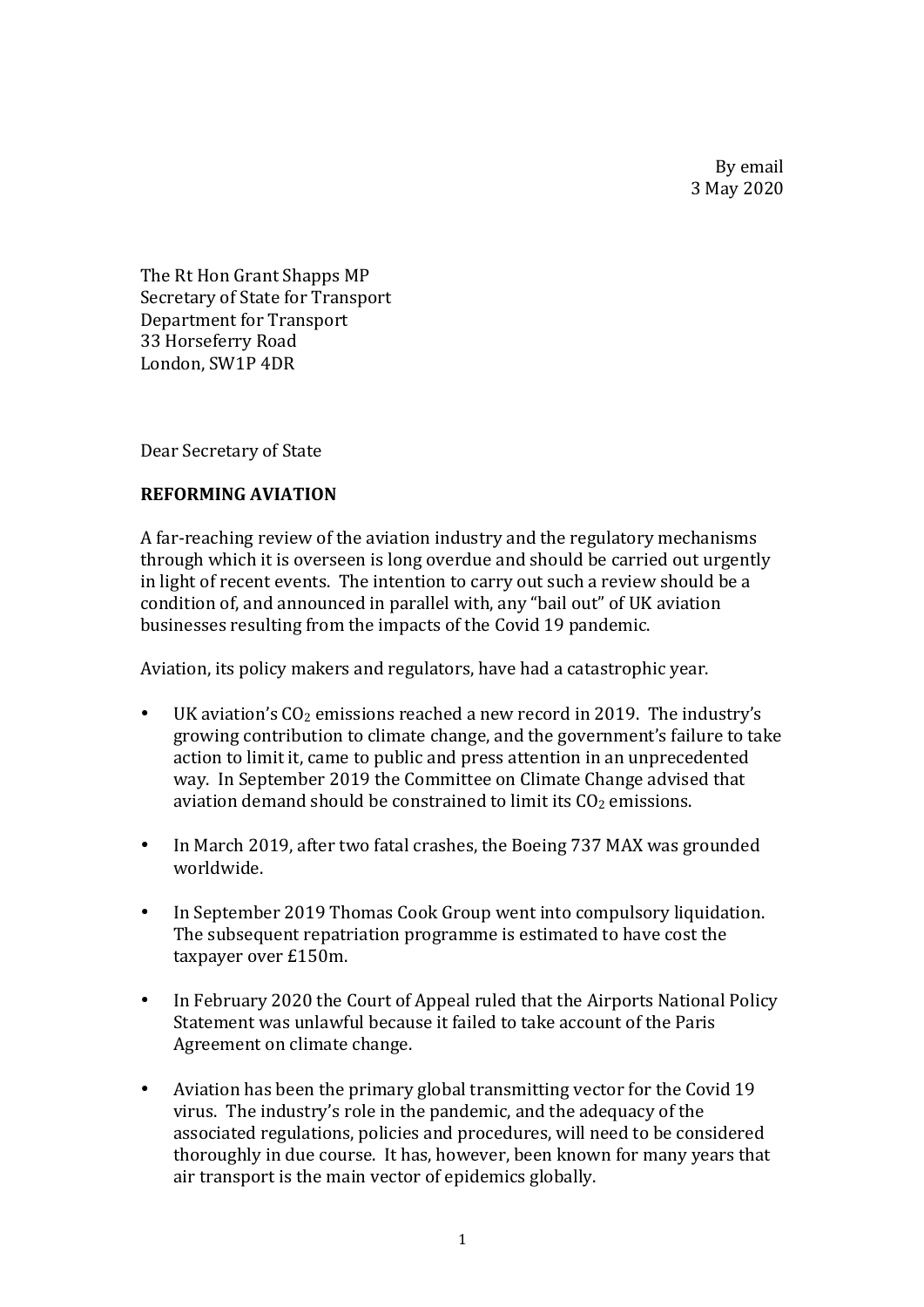By email
3 May 2020

The Rt Hon Grant Shapps MP
Secretary of State for Transport
Department for Transport
33 Horseferry Road
London, SW1P 4DR

Dear Secretary of State

**REFORMING AVIATION**

A far-reaching review of the aviation industry and the regulatory mechanisms through which it is overseen is long overdue and should be carried out urgently in light of recent events. The intention to carry out such a review should be a condition of, and announced in parallel with, any "bail out" of UK aviation businesses resulting from the impacts of the Covid 19 pandemic.

Aviation, its policy makers and regulators, have had a catastrophic year.

- UK aviation's $CO_2$ emissions reached a new record in 2019. The industry's growing contribution to climate change, and the government's failure to take action to limit it, came to public and press attention in an unprecedented way. In September 2019 the Committee on Climate Change advised that aviation demand should be constrained to limit its $CO_2$ emissions.
- In March 2019, after two fatal crashes, the Boeing 737 MAX was grounded worldwide.
- In September 2019 Thomas Cook Group went into compulsory liquidation. The subsequent repatriation programme is estimated to have cost the taxpayer over £150m.
- In February 2020 the Court of Appeal ruled that the Airports National Policy Statement was unlawful because it failed to take account of the Paris Agreement on climate change.
- Aviation has been the primary global transmitting vector for the Covid 19 virus. The industry's role in the pandemic, and the adequacy of the associated regulations, policies and procedures, will need to be considered thoroughly in due course. It has, however, been known for many years that air transport is the main vector of epidemics globally.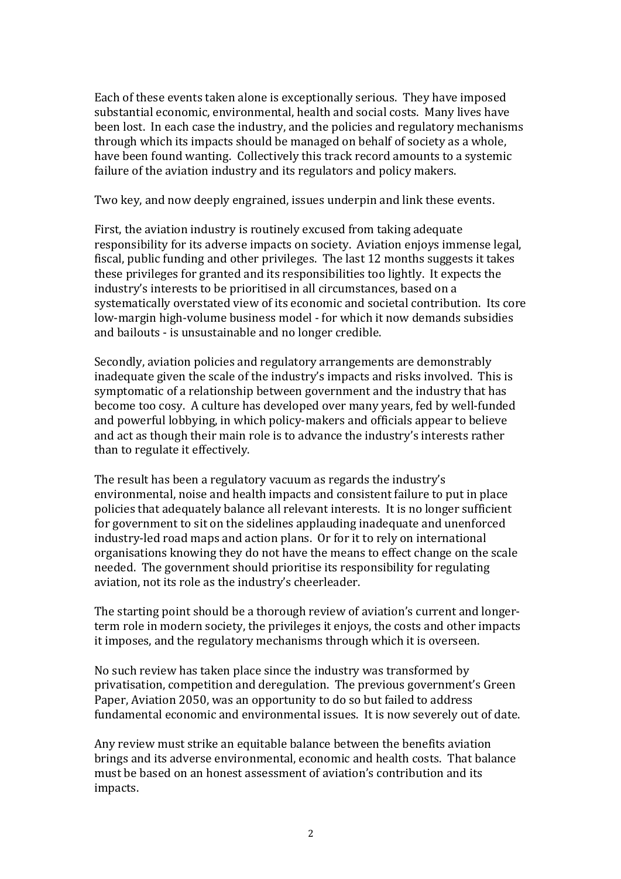Each of these events taken alone is exceptionally serious. They have imposed substantial economic, environmental, health and social costs. Many lives have been lost. In each case the industry, and the policies and regulatory mechanisms through which its impacts should be managed on behalf of society as a whole, have been found wanting. Collectively this track record amounts to a systemic failure of the aviation industry and its regulators and policy makers.

Two key, and now deeply engrained, issues underpin and link these events.

First, the aviation industry is routinely excused from taking adequate responsibility for its adverse impacts on society. Aviation enjoys immense legal, fiscal, public funding and other privileges. The last 12 months suggests it takes these privileges for granted and its responsibilities too lightly. It expects the industry's interests to be prioritised in all circumstances, based on a systematically overstated view of its economic and societal contribution. Its core low-margin high-volume business model - for which it now demands subsidies and bailouts - is unsustainable and no longer credible.

Secondly, aviation policies and regulatory arrangements are demonstrably inadequate given the scale of the industry's impacts and risks involved. This is symptomatic of a relationship between government and the industry that has become too cosy. A culture has developed over many years, fed by well-funded and powerful lobbying, in which policy-makers and officials appear to believe and act as though their main role is to advance the industry's interests rather than to regulate it effectively.

The result has been a regulatory vacuum as regards the industry's environmental, noise and health impacts and consistent failure to put in place policies that adequately balance all relevant interests. It is no longer sufficient for government to sit on the sidelines applauding inadequate and unenforced industry-led road maps and action plans. Or for it to rely on international organisations knowing they do not have the means to effect change on the scale needed. The government should prioritise its responsibility for regulating aviation, not its role as the industry's cheerleader.

The starting point should be a thorough review of aviation's current and longer-term role in modern society, the privileges it enjoys, the costs and other impacts it imposes, and the regulatory mechanisms through which it is overseen.

No such review has taken place since the industry was transformed by privatisation, competition and deregulation. The previous government's Green Paper, Aviation 2050, was an opportunity to do so but failed to address fundamental economic and environmental issues. It is now severely out of date.

Any review must strike an equitable balance between the benefits aviation brings and its adverse environmental, economic and health costs. That balance must be based on an honest assessment of aviation's contribution and its impacts.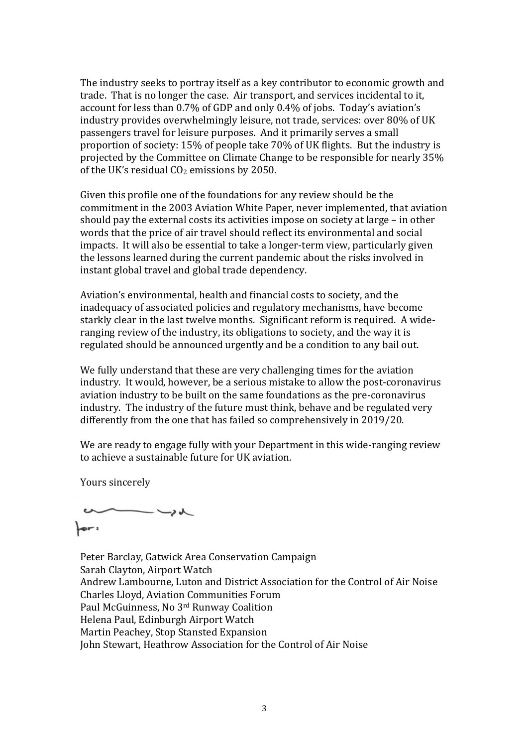The industry seeks to portray itself as a key contributor to economic growth and trade. That is no longer the case. Air transport, and services incidental to it, account for less than 0.7% of GDP and only 0.4% of jobs. Today's aviation's industry provides overwhelmingly leisure, not trade, services: over 80% of UK passengers travel for leisure purposes. And it primarily serves a small proportion of society: 15% of people take 70% of UK flights. But the industry is projected by the Committee on Climate Change to be responsible for nearly 35% of the UK's residual $CO_2$ emissions by 2050.

Given this profile one of the foundations for any review should be the commitment in the 2003 Aviation White Paper, never implemented, that aviation should pay the external costs its activities impose on society at large – in other words that the price of air travel should reflect its environmental and social impacts. It will also be essential to take a longer-term view, particularly given the lessons learned during the current pandemic about the risks involved in instant global travel and global trade dependency.

Aviation's environmental, health and financial costs to society, and the inadequacy of associated policies and regulatory mechanisms, have become starkly clear in the last twelve months. Significant reform is required. A wide-ranging review of the industry, its obligations to society, and the way it is regulated should be announced urgently and be a condition to any bail out.

We fully understand that these are very challenging times for the aviation industry. It would, however, be a serious mistake to allow the post-coronavirus aviation industry to be built on the same foundations as the pre-coronavirus industry. The industry of the future must think, behave and be regulated very differently from the one that has failed so comprehensively in 2019/20.

We are ready to engage fully with your Department in this wide-ranging review to achieve a sustainable future for UK aviation.

Yours sincerely

for:

Peter Barclay, Gatwick Area Conservation Campaign
Sarah Clayton, Airport Watch
Andrew Lambourne, Luton and District Association for the Control of Air Noise
Charles Lloyd, Aviation Communities Forum
Paul McGuinness, No 3rd Runway Coalition
Helena Paul, Edinburgh Airport Watch
Martin Peachey, Stop Stansted Expansion
John Stewart, Heathrow Association for the Control of Air Noise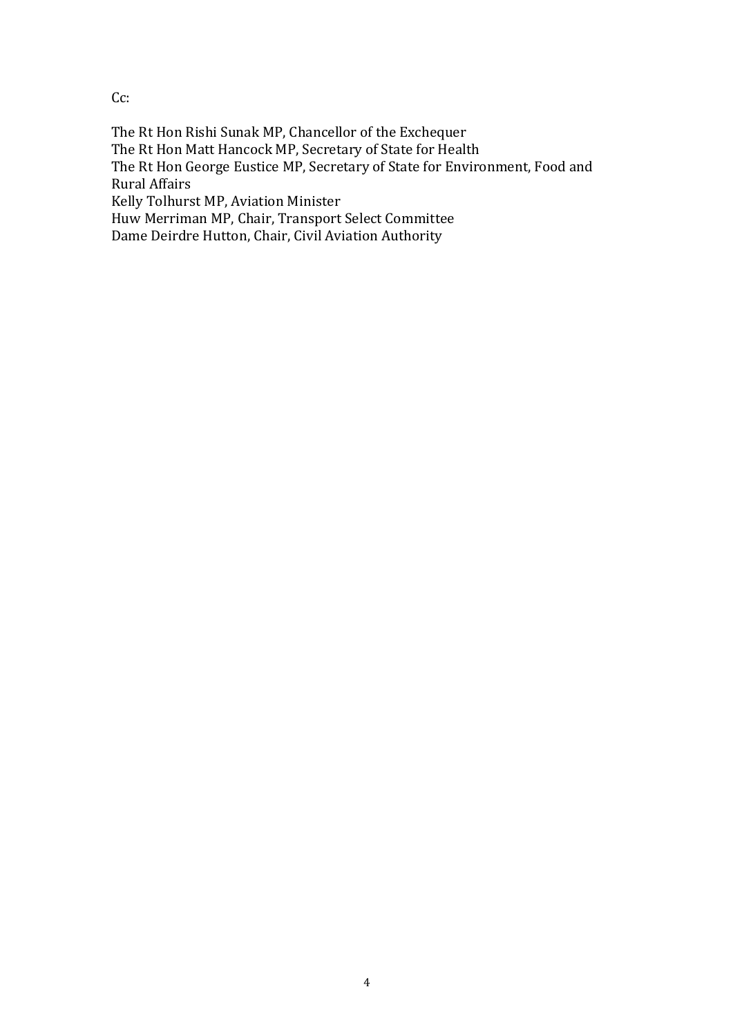Cc:

The Rt Hon Rishi Sunak MP, Chancellor of the Exchequer
The Rt Hon Matt Hancock MP, Secretary of State for Health
The Rt Hon George Eustice MP, Secretary of State for Environment, Food and Rural Affairs
Kelly Tolhurst MP, Aviation Minister
Huw Merriman MP, Chair, Transport Select Committee
Dame Deirdre Hutton, Chair, Civil Aviation Authority